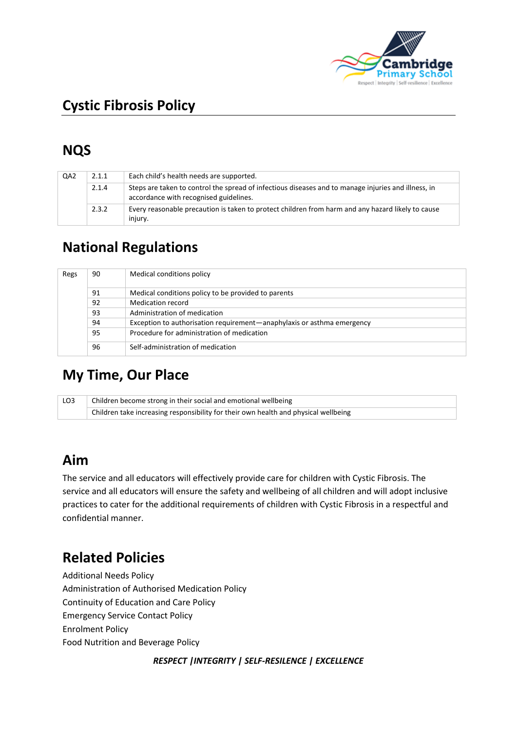# Cystic Fibrosis Policy

## NQS

| | | |
|---|---|---|
| QA2 | 2.1.1 | Each child's health needs are supported. |
| | 2.1.4 | Steps are taken to control the spread of infectious diseases and to manage injuries and illness, in accordance with recognised guidelines. |
| | 2.3.2 | Every reasonable precaution is taken to protect children from harm and any hazard likely to cause injury. |

## National Regulations

| | | |
|---|---|---|
| Regs | 90 | Medical conditions policy |
| | 91 | Medical conditions policy to be provided to parents |
| | 92 | Medication record |
| | 93 | Administration of medication |
| | 94 | Exception to authorisation requirement—anaphylaxis or asthma emergency |
| | 95 | Procedure for administration of medication |
| | 96 | Self-administration of medication |

## My Time, Our Place

| | |
|---|---|
| LO3 | Children become strong in their social and emotional wellbeing |
| | Children take increasing responsibility for their own health and physical wellbeing |

## Aim

The service and all educators will effectively provide care for children with Cystic Fibrosis. The service and all educators will ensure the safety and wellbeing of all children and will adopt inclusive practices to cater for the additional requirements of children with Cystic Fibrosis in a respectful and confidential manner.

## Related Policies

Additional Needs Policy
Administration of Authorised Medication Policy
Continuity of Education and Care Policy
Emergency Service Contact Policy
Enrolment Policy
Food Nutrition and Beverage Policy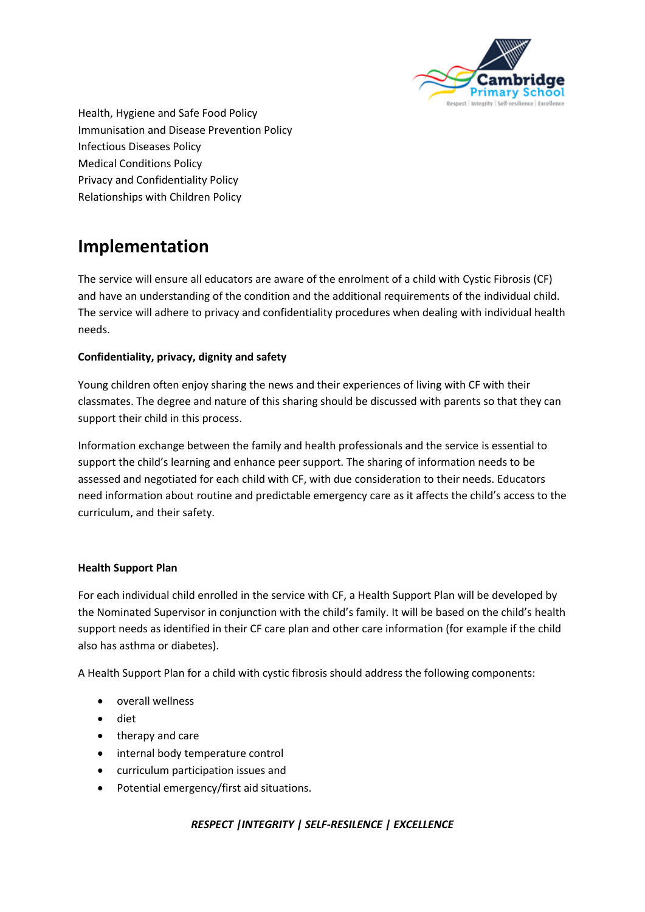Health, Hygiene and Safe Food Policy
Immunisation and Disease Prevention Policy
Infectious Diseases Policy
Medical Conditions Policy
Privacy and Confidentiality Policy
Relationships with Children Policy

## Implementation

The service will ensure all educators are aware of the enrolment of a child with Cystic Fibrosis (CF) and have an understanding of the condition and the additional requirements of the individual child. The service will adhere to privacy and confidentiality procedures when dealing with individual health needs.

**Confidentiality, privacy, dignity and safety**

Young children often enjoy sharing the news and their experiences of living with CF with their classmates. The degree and nature of this sharing should be discussed with parents so that they can support their child in this process.

Information exchange between the family and health professionals and the service is essential to support the child's learning and enhance peer support. The sharing of information needs to be assessed and negotiated for each child with CF, with due consideration to their needs. Educators need information about routine and predictable emergency care as it affects the child's access to the curriculum, and their safety.

**Health Support Plan**

For each individual child enrolled in the service with CF, a Health Support Plan will be developed by the Nominated Supervisor in conjunction with the child's family. It will be based on the child's health support needs as identified in their CF care plan and other care information (for example if the child also has asthma or diabetes).

A Health Support Plan for a child with cystic fibrosis should address the following components:

- overall wellness
- diet
- therapy and care
- internal body temperature control
- curriculum participation issues and
- Potential emergency/first aid situations.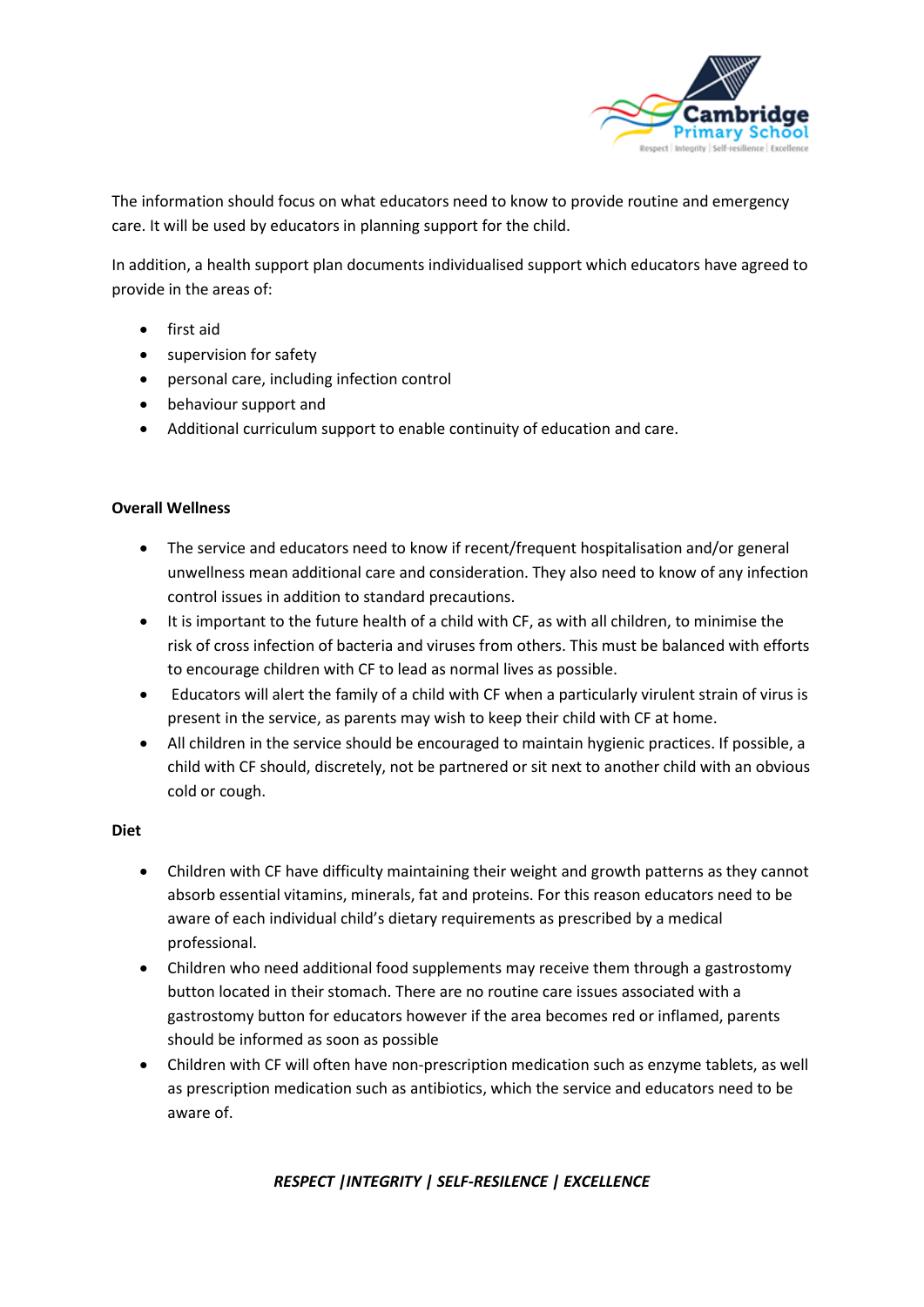The information should focus on what educators need to know to provide routine and emergency care. It will be used by educators in planning support for the child.

In addition, a health support plan documents individualised support which educators have agreed to provide in the areas of:

- first aid
- supervision for safety
- personal care, including infection control
- behaviour support and
- Additional curriculum support to enable continuity of education and care.

**Overall Wellness**

- The service and educators need to know if recent/frequent hospitalisation and/or general unwellness mean additional care and consideration. They also need to know of any infection control issues in addition to standard precautions.
- It is important to the future health of a child with CF, as with all children, to minimise the risk of cross infection of bacteria and viruses from others. This must be balanced with efforts to encourage children with CF to lead as normal lives as possible.
- Educators will alert the family of a child with CF when a particularly virulent strain of virus is present in the service, as parents may wish to keep their child with CF at home.
- All children in the service should be encouraged to maintain hygienic practices. If possible, a child with CF should, discretely, not be partnered or sit next to another child with an obvious cold or cough.

**Diet**

- Children with CF have difficulty maintaining their weight and growth patterns as they cannot absorb essential vitamins, minerals, fat and proteins. For this reason educators need to be aware of each individual child's dietary requirements as prescribed by a medical professional.
- Children who need additional food supplements may receive them through a gastrostomy button located in their stomach. There are no routine care issues associated with a gastrostomy button for educators however if the area becomes red or inflamed, parents should be informed as soon as possible
- Children with CF will often have non-prescription medication such as enzyme tablets, as well as prescription medication such as antibiotics, which the service and educators need to be aware of.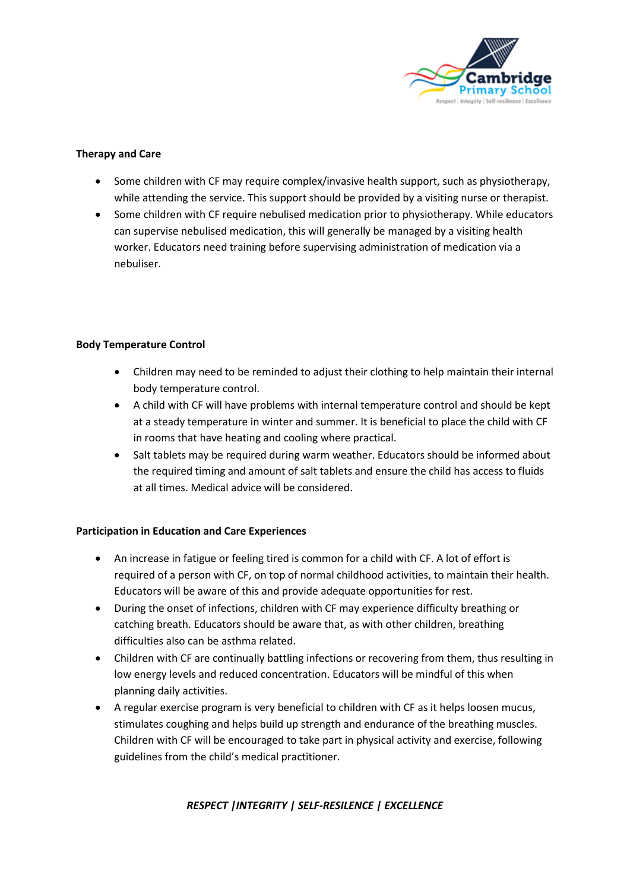**Therapy and Care**

- Some children with CF may require complex/invasive health support, such as physiotherapy, while attending the service. This support should be provided by a visiting nurse or therapist.
- Some children with CF require nebulised medication prior to physiotherapy. While educators can supervise nebulised medication, this will generally be managed by a visiting health worker. Educators need training before supervising administration of medication via a nebuliser.

**Body Temperature Control**

- Children may need to be reminded to adjust their clothing to help maintain their internal body temperature control.
- A child with CF will have problems with internal temperature control and should be kept at a steady temperature in winter and summer. It is beneficial to place the child with CF in rooms that have heating and cooling where practical.
- Salt tablets may be required during warm weather. Educators should be informed about the required timing and amount of salt tablets and ensure the child has access to fluids at all times. Medical advice will be considered.

**Participation in Education and Care Experiences**

- An increase in fatigue or feeling tired is common for a child with CF. A lot of effort is required of a person with CF, on top of normal childhood activities, to maintain their health. Educators will be aware of this and provide adequate opportunities for rest.
- During the onset of infections, children with CF may experience difficulty breathing or catching breath. Educators should be aware that, as with other children, breathing difficulties also can be asthma related.
- Children with CF are continually battling infections or recovering from them, thus resulting in low energy levels and reduced concentration. Educators will be mindful of this when planning daily activities.
- A regular exercise program is very beneficial to children with CF as it helps loosen mucus, stimulates coughing and helps build up strength and endurance of the breathing muscles. Children with CF will be encouraged to take part in physical activity and exercise, following guidelines from the child's medical practitioner.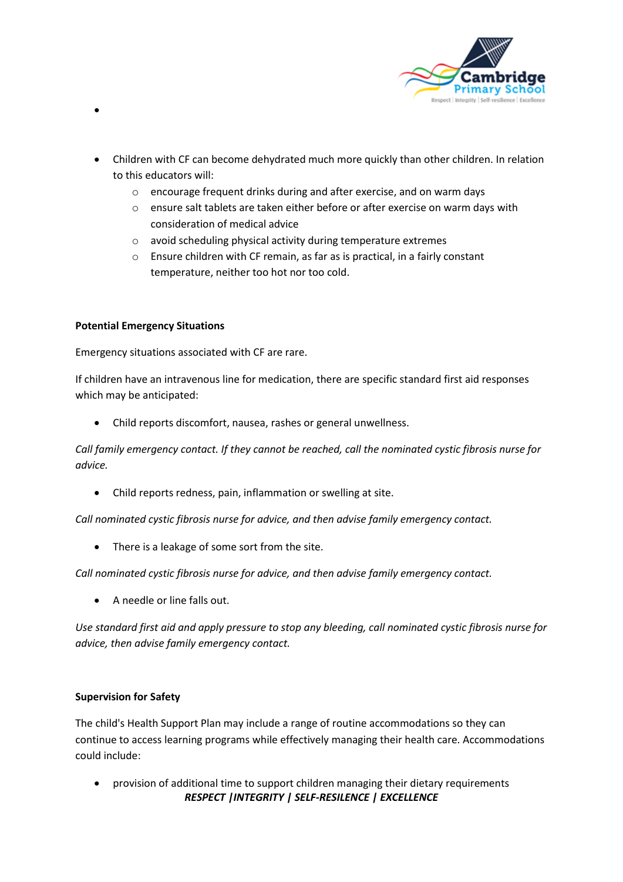- Children with CF can become dehydrated much more quickly than other children. In relation to this educators will:
  - encourage frequent drinks during and after exercise, and on warm days
  - ensure salt tablets are taken either before or after exercise on warm days with consideration of medical advice
  - avoid scheduling physical activity during temperature extremes
  - Ensure children with CF remain, as far as is practical, in a fairly constant temperature, neither too hot nor too cold.

**Potential Emergency Situations**

Emergency situations associated with CF are rare.

If children have an intravenous line for medication, there are specific standard first aid responses which may be anticipated:

- Child reports discomfort, nausea, rashes or general unwellness.

*Call family emergency contact. If they cannot be reached, call the nominated cystic fibrosis nurse for advice.*

- Child reports redness, pain, inflammation or swelling at site.

*Call nominated cystic fibrosis nurse for advice, and then advise family emergency contact.*

- There is a leakage of some sort from the site.

*Call nominated cystic fibrosis nurse for advice, and then advise family emergency contact.*

- A needle or line falls out.

*Use standard first aid and apply pressure to stop any bleeding, call nominated cystic fibrosis nurse for advice, then advise family emergency contact.*

**Supervision for Safety**

The child's Health Support Plan may include a range of routine accommodations so they can continue to access learning programs while effectively managing their health care. Accommodations could include:

- provision of additional time to support children managing their dietary requirements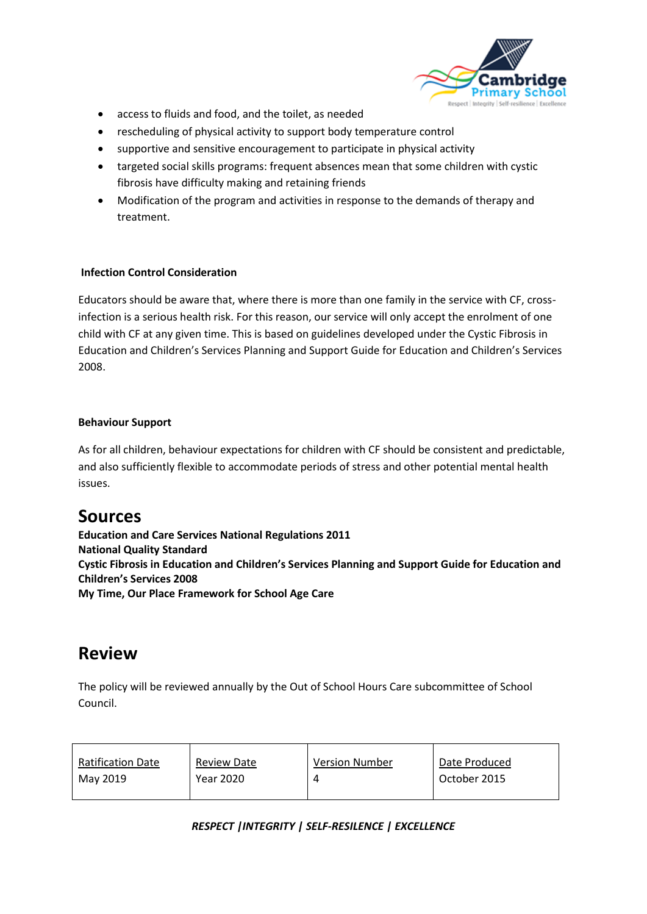- access to fluids and food, and the toilet, as needed
- rescheduling of physical activity to support body temperature control
- supportive and sensitive encouragement to participate in physical activity
- targeted social skills programs: frequent absences mean that some children with cystic fibrosis have difficulty making and retaining friends
- Modification of the program and activities in response to the demands of therapy and treatment.

**Infection Control Consideration**

Educators should be aware that, where there is more than one family in the service with CF, cross-infection is a serious health risk. For this reason, our service will only accept the enrolment of one child with CF at any given time. This is based on guidelines developed under the Cystic Fibrosis in Education and Children's Services Planning and Support Guide for Education and Children's Services 2008.

**Behaviour Support**

As for all children, behaviour expectations for children with CF should be consistent and predictable, and also sufficiently flexible to accommodate periods of stress and other potential mental health issues.

# Sources

**Education and Care Services National Regulations 2011**
**National Quality Standard**
**Cystic Fibrosis in Education and Children's Services Planning and Support Guide for Education and Children's Services 2008**
**My Time, Our Place Framework for School Age Care**

# Review

The policy will be reviewed annually by the Out of School Hours Care subcommittee of School Council.

| Ratification Date | Review Date | Version Number | Date Produced |
|---|---|---|---|
| May 2019 | Year 2020 | 4 | October 2015 |

***RESPECT |INTEGRITY | SELF-RESILENCE | EXCELLENCE***